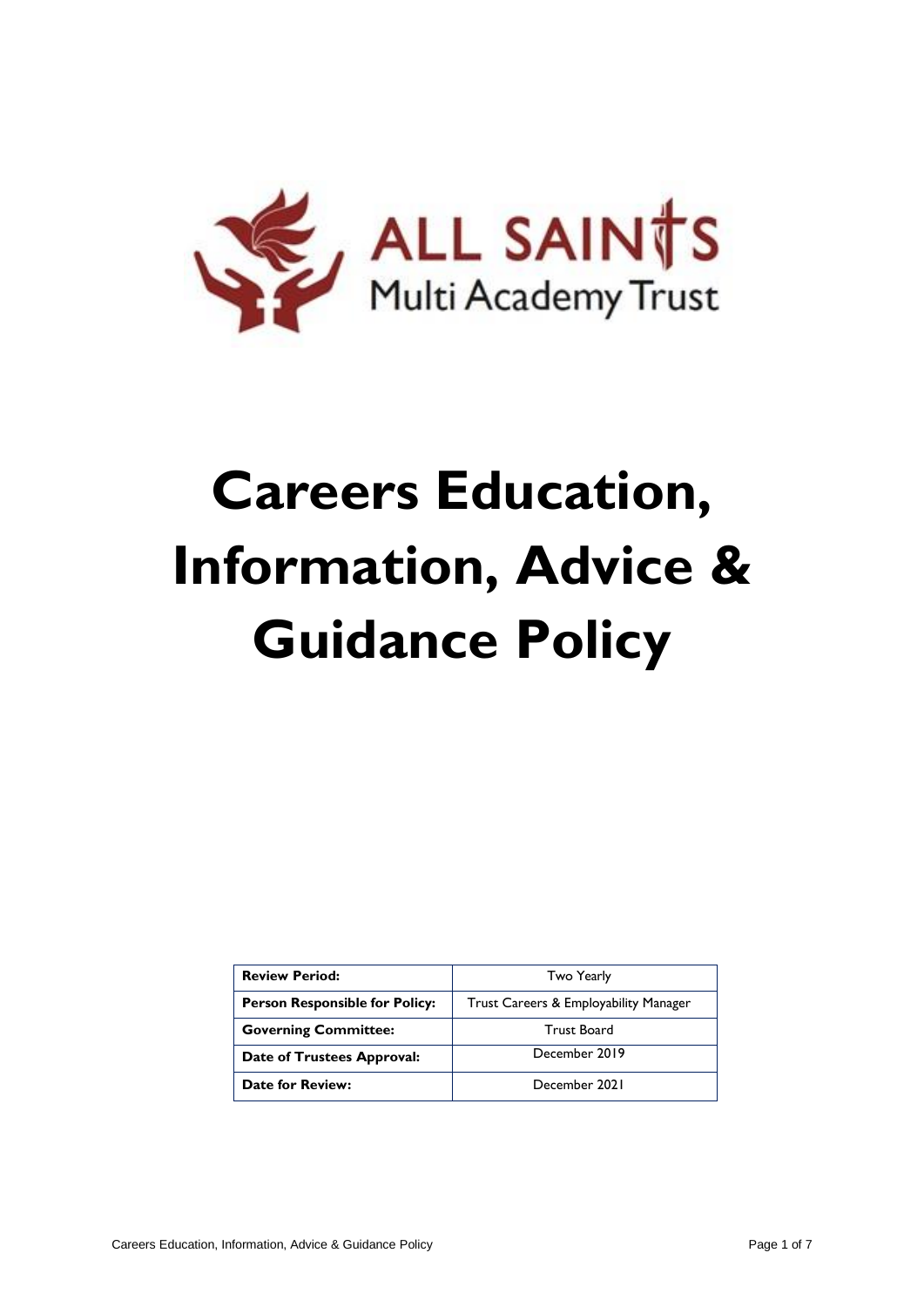ALL SAINTS
Multi Academy Trust

# Careers Education, Information, Advice & Guidance Policy

| **Review Period:** | Two Yearly |
|---|---|
| **Person Responsible for Policy:** | Trust Careers & Employability Manager |
| **Governing Committee:** | Trust Board |
| **Date of Trustees Approval:** | December 2019 |
| **Date for Review:** | December 2021 |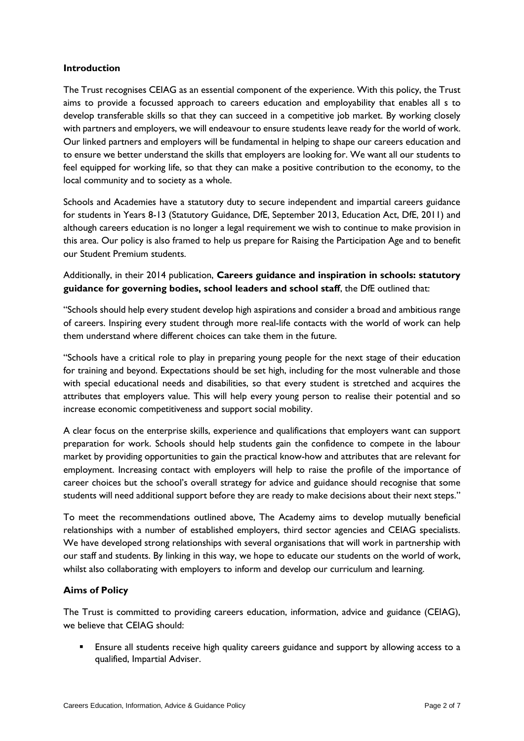**Introduction**

The Trust recognises CEIAG as an essential component of the experience. With this policy, the Trust aims to provide a focussed approach to careers education and employability that enables all s to develop transferable skills so that they can succeed in a competitive job market. By working closely with partners and employers, we will endeavour to ensure students leave ready for the world of work. Our linked partners and employers will be fundamental in helping to shape our careers education and to ensure we better understand the skills that employers are looking for. We want all our students to feel equipped for working life, so that they can make a positive contribution to the economy, to the local community and to society as a whole.

Schools and Academies have a statutory duty to secure independent and impartial careers guidance for students in Years 8-13 (Statutory Guidance, DfE, September 2013, Education Act, DfE, 2011) and although careers education is no longer a legal requirement we wish to continue to make provision in this area. Our policy is also framed to help us prepare for Raising the Participation Age and to benefit our Student Premium students.

Additionally, in their 2014 publication, **Careers guidance and inspiration in schools: statutory guidance for governing bodies, school leaders and school staff**, the DfE outlined that:

"Schools should help every student develop high aspirations and consider a broad and ambitious range of careers. Inspiring every student through more real-life contacts with the world of work can help them understand where different choices can take them in the future.

"Schools have a critical role to play in preparing young people for the next stage of their education for training and beyond. Expectations should be set high, including for the most vulnerable and those with special educational needs and disabilities, so that every student is stretched and acquires the attributes that employers value. This will help every young person to realise their potential and so increase economic competitiveness and support social mobility.

A clear focus on the enterprise skills, experience and qualifications that employers want can support preparation for work. Schools should help students gain the confidence to compete in the labour market by providing opportunities to gain the practical know-how and attributes that are relevant for employment. Increasing contact with employers will help to raise the profile of the importance of career choices but the school's overall strategy for advice and guidance should recognise that some students will need additional support before they are ready to make decisions about their next steps."

To meet the recommendations outlined above, The Academy aims to develop mutually beneficial relationships with a number of established employers, third sector agencies and CEIAG specialists. We have developed strong relationships with several organisations that will work in partnership with our staff and students. By linking in this way, we hope to educate our students on the world of work, whilst also collaborating with employers to inform and develop our curriculum and learning.

**Aims of Policy**

The Trust is committed to providing careers education, information, advice and guidance (CEIAG), we believe that CEIAG should:

- Ensure all students receive high quality careers guidance and support by allowing access to a qualified, Impartial Adviser.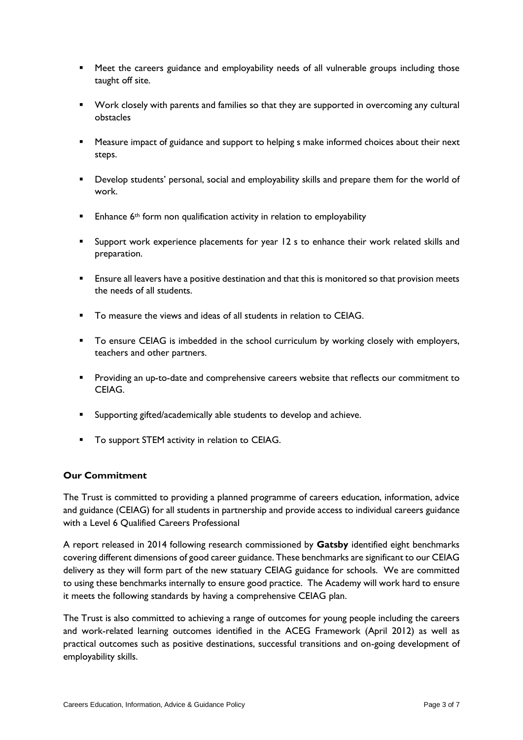- Meet the careers guidance and employability needs of all vulnerable groups including those taught off site.
- Work closely with parents and families so that they are supported in overcoming any cultural obstacles
- Measure impact of guidance and support to helping s make informed choices about their next steps.
- Develop students' personal, social and employability skills and prepare them for the world of work.
- Enhance 6th form non qualification activity in relation to employability
- Support work experience placements for year 12 s to enhance their work related skills and preparation.
- Ensure all leavers have a positive destination and that this is monitored so that provision meets the needs of all students.
- To measure the views and ideas of all students in relation to CEIAG.
- To ensure CEIAG is imbedded in the school curriculum by working closely with employers, teachers and other partners.
- Providing an up-to-date and comprehensive careers website that reflects our commitment to CEIAG.
- Supporting gifted/academically able students to develop and achieve.
- To support STEM activity in relation to CEIAG.

**Our Commitment**

The Trust is committed to providing a planned programme of careers education, information, advice and guidance (CEIAG) for all students in partnership and provide access to individual careers guidance with a Level 6 Qualified Careers Professional

A report released in 2014 following research commissioned by **Gatsby** identified eight benchmarks covering different dimensions of good career guidance. These benchmarks are significant to our CEIAG delivery as they will form part of the new statuary CEIAG guidance for schools. We are committed to using these benchmarks internally to ensure good practice. The Academy will work hard to ensure it meets the following standards by having a comprehensive CEIAG plan.

The Trust is also committed to achieving a range of outcomes for young people including the careers and work-related learning outcomes identified in the ACEG Framework (April 2012) as well as practical outcomes such as positive destinations, successful transitions and on-going development of employability skills.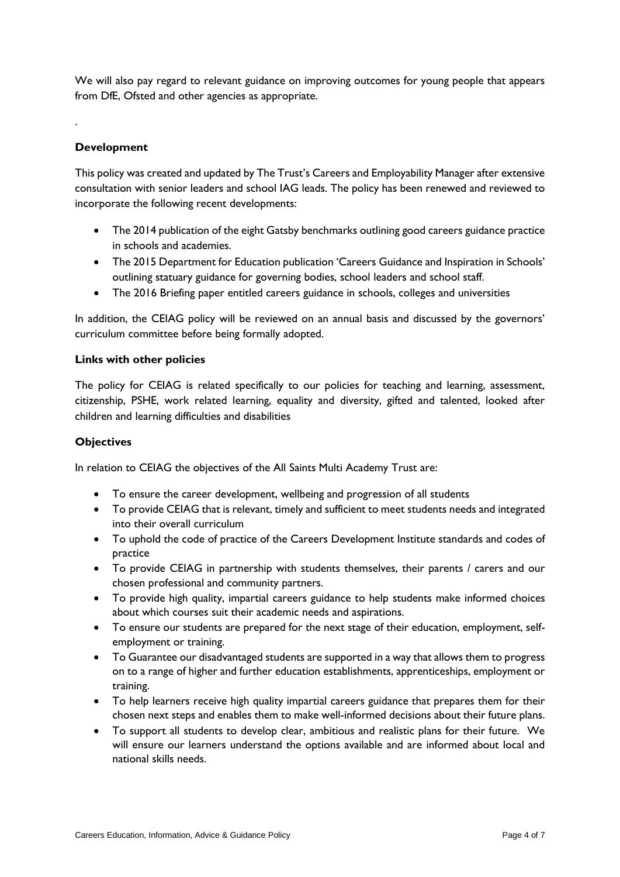We will also pay regard to relevant guidance on improving outcomes for young people that appears from DfE, Ofsted and other agencies as appropriate.

.

**Development**

This policy was created and updated by The Trust's Careers and Employability Manager after extensive consultation with senior leaders and school IAG leads. The policy has been renewed and reviewed to incorporate the following recent developments:

- The 2014 publication of the eight Gatsby benchmarks outlining good careers guidance practice in schools and academies.
- The 2015 Department for Education publication 'Careers Guidance and Inspiration in Schools' outlining statuary guidance for governing bodies, school leaders and school staff.
- The 2016 Briefing paper entitled careers guidance in schools, colleges and universities

In addition, the CEIAG policy will be reviewed on an annual basis and discussed by the governors' curriculum committee before being formally adopted.

**Links with other policies**

The policy for CEIAG is related specifically to our policies for teaching and learning, assessment, citizenship, PSHE, work related learning, equality and diversity, gifted and talented, looked after children and learning difficulties and disabilities

**Objectives**

In relation to CEIAG the objectives of the All Saints Multi Academy Trust are:

- To ensure the career development, wellbeing and progression of all students
- To provide CEIAG that is relevant, timely and sufficient to meet students needs and integrated into their overall curriculum
- To uphold the code of practice of the Careers Development Institute standards and codes of practice
- To provide CEIAG in partnership with students themselves, their parents / carers and our chosen professional and community partners.
- To provide high quality, impartial careers guidance to help students make informed choices about which courses suit their academic needs and aspirations.
- To ensure our students are prepared for the next stage of their education, employment, self-employment or training.
- To Guarantee our disadvantaged students are supported in a way that allows them to progress on to a range of higher and further education establishments, apprenticeships, employment or training.
- To help learners receive high quality impartial careers guidance that prepares them for their chosen next steps and enables them to make well-informed decisions about their future plans.
- To support all students to develop clear, ambitious and realistic plans for their future. We will ensure our learners understand the options available and are informed about local and national skills needs.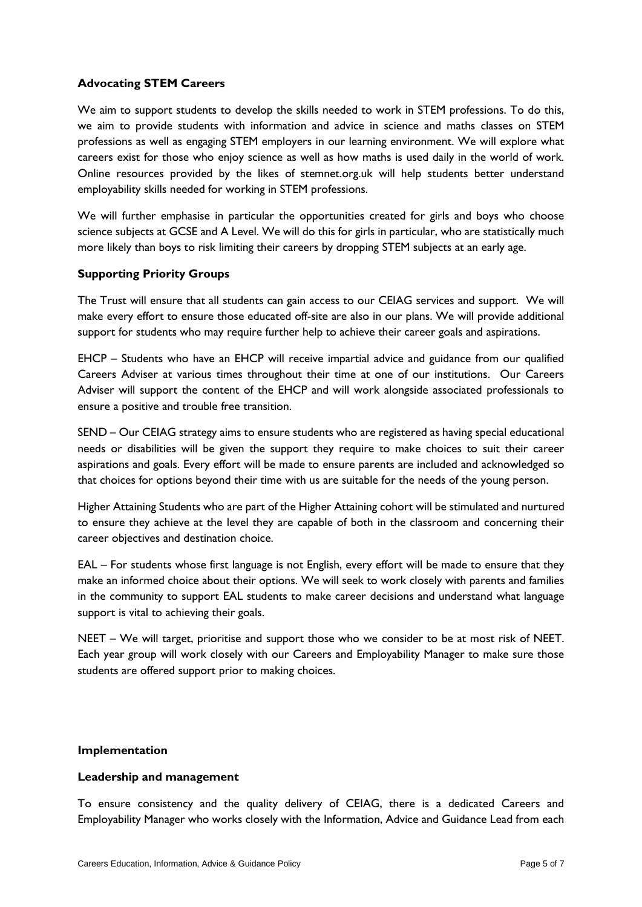**Advocating STEM Careers**

We aim to support students to develop the skills needed to work in STEM professions. To do this, we aim to provide students with information and advice in science and maths classes on STEM professions as well as engaging STEM employers in our learning environment. We will explore what careers exist for those who enjoy science as well as how maths is used daily in the world of work. Online resources provided by the likes of stemnet.org.uk will help students better understand employability skills needed for working in STEM professions.

We will further emphasise in particular the opportunities created for girls and boys who choose science subjects at GCSE and A Level. We will do this for girls in particular, who are statistically much more likely than boys to risk limiting their careers by dropping STEM subjects at an early age.

**Supporting Priority Groups**

The Trust will ensure that all students can gain access to our CEIAG services and support. We will make every effort to ensure those educated off-site are also in our plans. We will provide additional support for students who may require further help to achieve their career goals and aspirations.

EHCP – Students who have an EHCP will receive impartial advice and guidance from our qualified Careers Adviser at various times throughout their time at one of our institutions. Our Careers Adviser will support the content of the EHCP and will work alongside associated professionals to ensure a positive and trouble free transition.

SEND – Our CEIAG strategy aims to ensure students who are registered as having special educational needs or disabilities will be given the support they require to make choices to suit their career aspirations and goals. Every effort will be made to ensure parents are included and acknowledged so that choices for options beyond their time with us are suitable for the needs of the young person.

Higher Attaining Students who are part of the Higher Attaining cohort will be stimulated and nurtured to ensure they achieve at the level they are capable of both in the classroom and concerning their career objectives and destination choice.

EAL – For students whose first language is not English, every effort will be made to ensure that they make an informed choice about their options. We will seek to work closely with parents and families in the community to support EAL students to make career decisions and understand what language support is vital to achieving their goals.

NEET – We will target, prioritise and support those who we consider to be at most risk of NEET. Each year group will work closely with our Careers and Employability Manager to make sure those students are offered support prior to making choices.

**Implementation**

**Leadership and management**

To ensure consistency and the quality delivery of CEIAG, there is a dedicated Careers and Employability Manager who works closely with the Information, Advice and Guidance Lead from each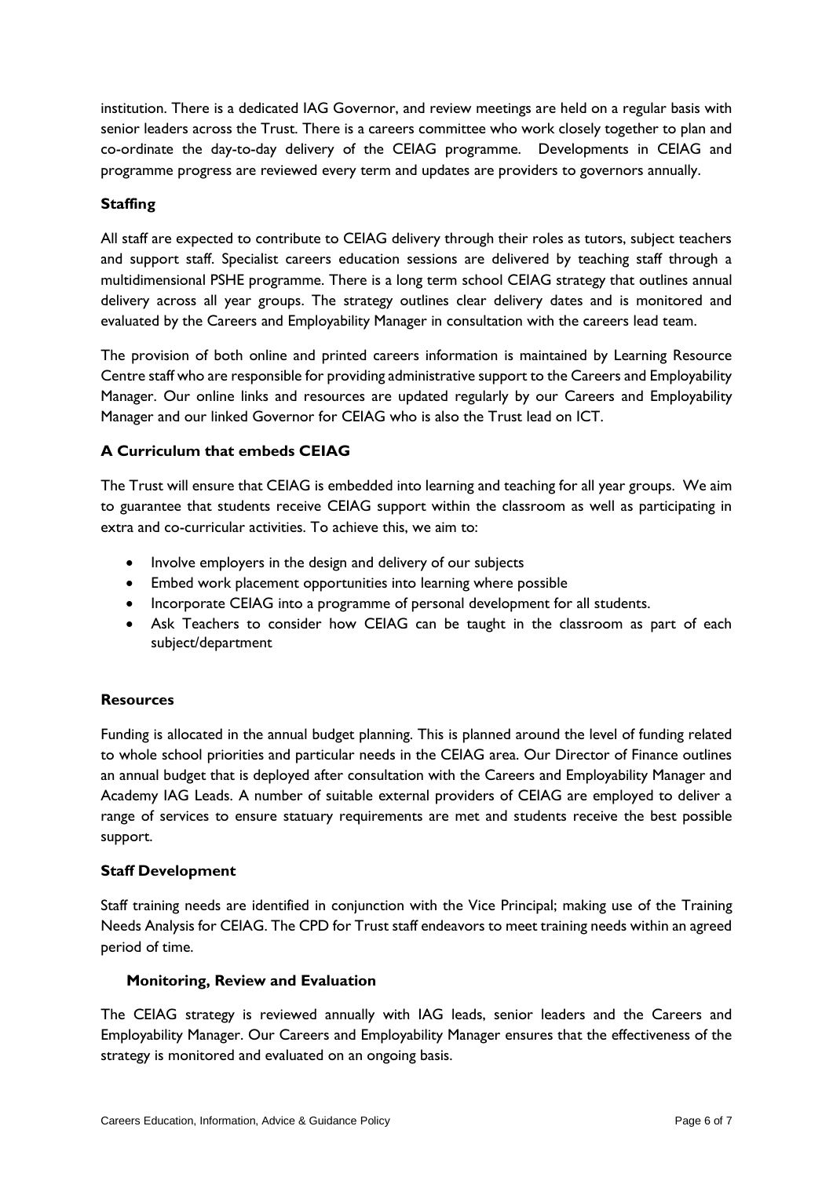institution. There is a dedicated IAG Governor, and review meetings are held on a regular basis with senior leaders across the Trust. There is a careers committee who work closely together to plan and co-ordinate the day-to-day delivery of the CEIAG programme. Developments in CEIAG and programme progress are reviewed every term and updates are providers to governors annually.

### Staffing

All staff are expected to contribute to CEIAG delivery through their roles as tutors, subject teachers and support staff. Specialist careers education sessions are delivered by teaching staff through a multidimensional PSHE programme. There is a long term school CEIAG strategy that outlines annual delivery across all year groups. The strategy outlines clear delivery dates and is monitored and evaluated by the Careers and Employability Manager in consultation with the careers lead team.

The provision of both online and printed careers information is maintained by Learning Resource Centre staff who are responsible for providing administrative support to the Careers and Employability Manager. Our online links and resources are updated regularly by our Careers and Employability Manager and our linked Governor for CEIAG who is also the Trust lead on ICT.

### A Curriculum that embeds CEIAG

The Trust will ensure that CEIAG is embedded into learning and teaching for all year groups. We aim to guarantee that students receive CEIAG support within the classroom as well as participating in extra and co-curricular activities. To achieve this, we aim to:

- Involve employers in the design and delivery of our subjects
- Embed work placement opportunities into learning where possible
- Incorporate CEIAG into a programme of personal development for all students.
- Ask Teachers to consider how CEIAG can be taught in the classroom as part of each subject/department

### Resources

Funding is allocated in the annual budget planning. This is planned around the level of funding related to whole school priorities and particular needs in the CEIAG area. Our Director of Finance outlines an annual budget that is deployed after consultation with the Careers and Employability Manager and Academy IAG Leads. A number of suitable external providers of CEIAG are employed to deliver a range of services to ensure statuary requirements are met and students receive the best possible support.

### Staff Development

Staff training needs are identified in conjunction with the Vice Principal; making use of the Training Needs Analysis for CEIAG. The CPD for Trust staff endeavors to meet training needs within an agreed period of time.

### Monitoring, Review and Evaluation

The CEIAG strategy is reviewed annually with IAG leads, senior leaders and the Careers and Employability Manager. Our Careers and Employability Manager ensures that the effectiveness of the strategy is monitored and evaluated on an ongoing basis.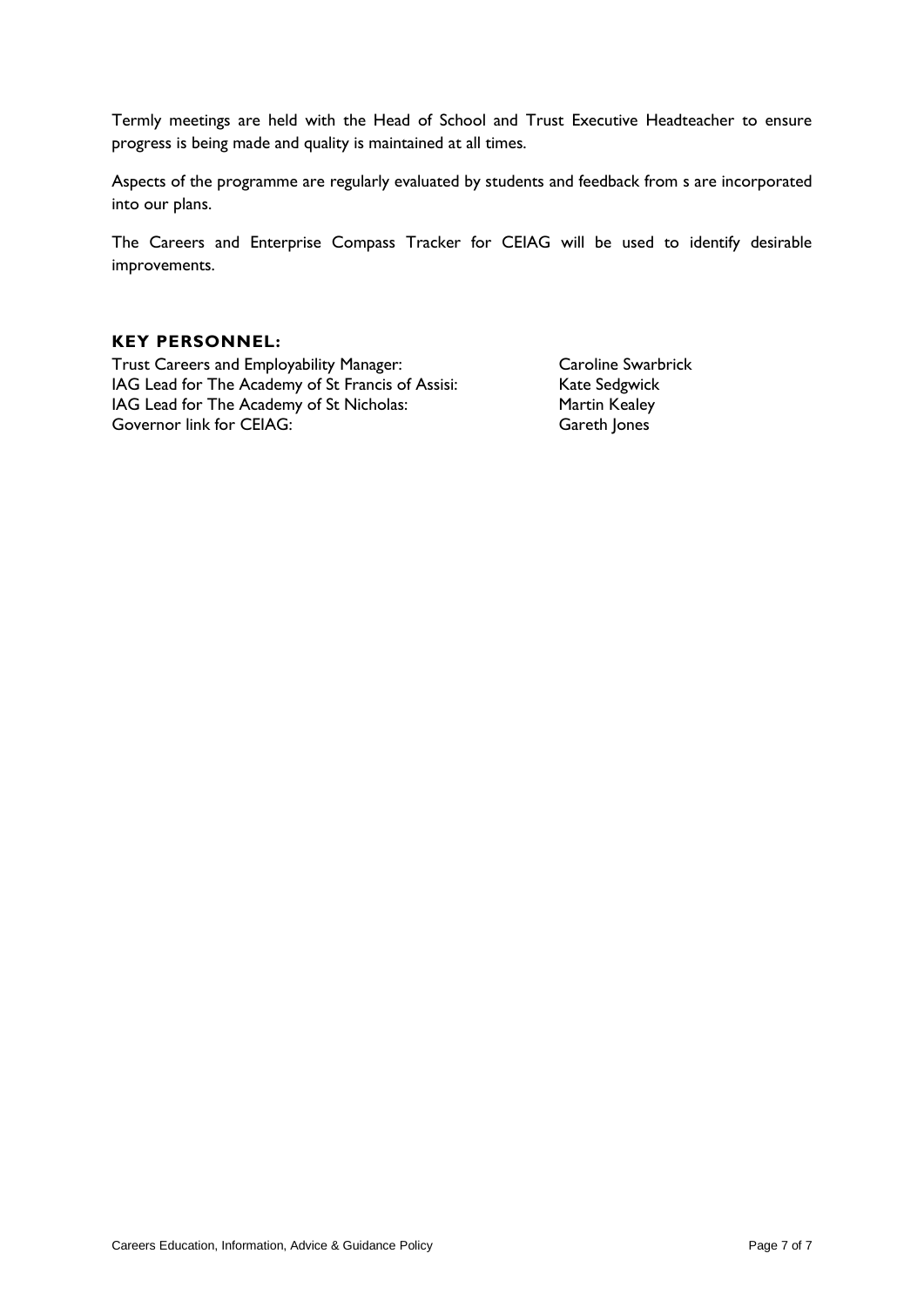Termly meetings are held with the Head of School and Trust Executive Headteacher to ensure progress is being made and quality is maintained at all times.

Aspects of the programme are regularly evaluated by students and feedback from s are incorporated into our plans.

The Careers and Enterprise Compass Tracker for CEIAG will be used to identify desirable improvements.

**KEY PERSONNEL:**

| | |
|---|---|
| Trust Careers and Employability Manager: | Caroline Swarbrick |
| IAG Lead for The Academy of St Francis of Assisi: | Kate Sedgwick |
| IAG Lead for The Academy of St Nicholas: | Martin Kealey |
| Governor link for CEIAG: | Gareth Jones |